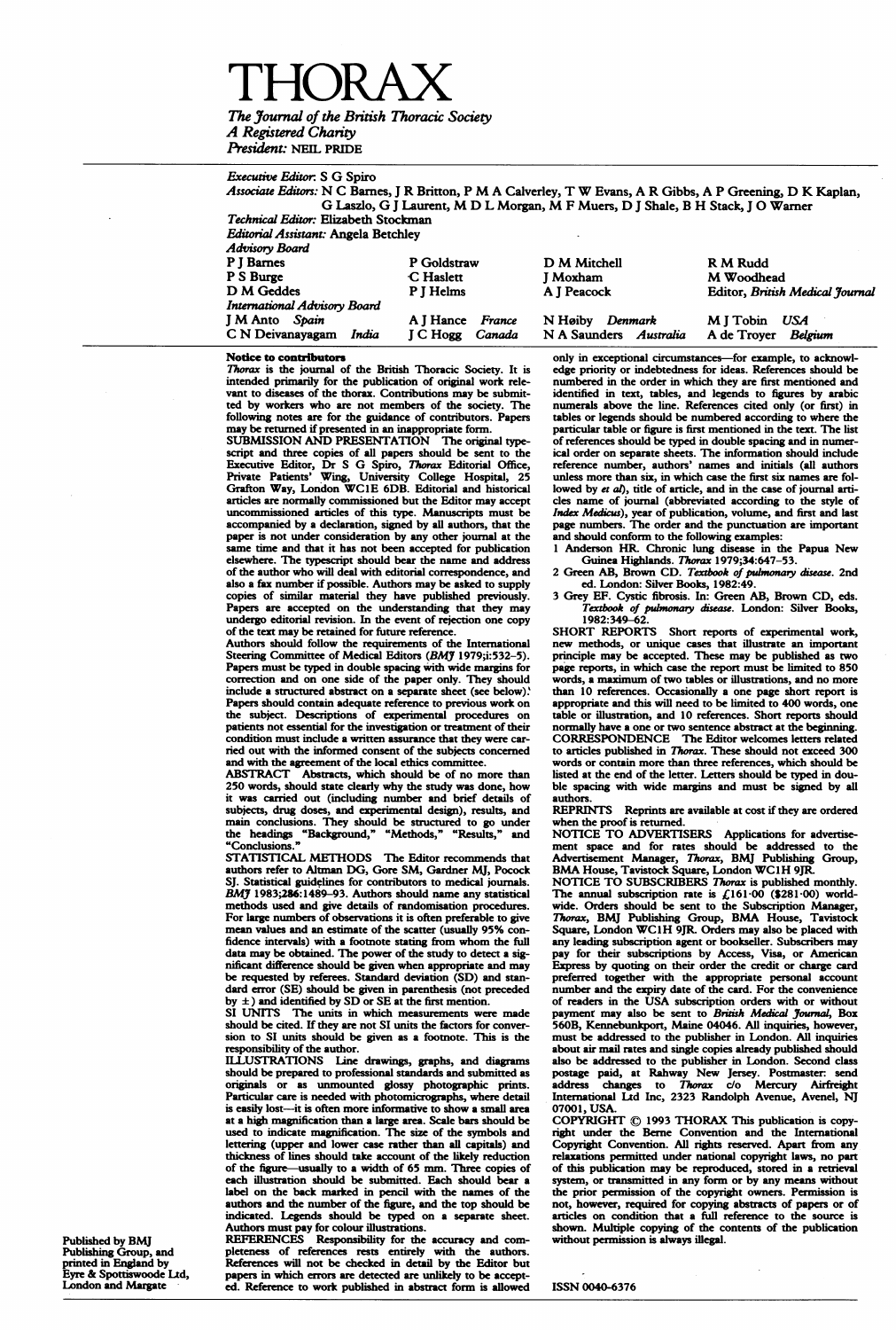# THORAX

*The Journal of the British Thoracic Society*
*A Registered Charity*
*President:* NEIL PRIDE

*Executive Editor:* S G Spiro

*Associate Editors:* N C Barnes, J R Britton, P M A Calverley, T W Evans, A R Gibbs, A P Greening, D K Kaplan, G Laszlo, G J Laurent, M D L Morgan, M F Muers, D J Shale, B H Stack, J O Warner

*Technical Editor:* Elizabeth Stockman

*Editorial Assistant:* Angela Betchley

*Advisory Board*

| | | | |
|---|---|---|---|
| P J Barnes | P Goldstraw | D M Mitchell | R M Rudd |
| P S Burge | C Haslett | J Moxham | M Woodhead |
| D M Geddes | P J Helms | A J Peacock | Editor, *British Medical Journal* |

*International Advisory Board*

| | | | |
|---|---|---|---|
| J M Anto *Spain* | A J Hance *France* | N Høiby *Denmark* | M J Tobin *USA* |
| C N Deivanayagam *India* | J C Hogg *Canada* | N A Saunders *Australia* | A de Troyer *Belgium* |

**Notice to contributors**

*Thorax* is the journal of the British Thoracic Society. It is intended primarily for the publication of original work relevant to diseases of the thorax. Contributions may be submitted by workers who are not members of the society. The following notes are for the guidance of contributors. Papers may be returned if presented in an inappropriate form.

SUBMISSION AND PRESENTATION The original typescript and three copies of all papers should be sent to the Executive Editor, Dr S G Spiro, *Thorax* Editorial Office, Private Patients' Wing, University College Hospital, 25 Grafton Way, London WC1E 6DB. Editorial and historical articles are normally commissioned but the Editor may accept uncommissioned articles of this type. Manuscripts must be accompanied by a declaration, signed by all authors, that the paper is not under consideration by any other journal at the same time and that it has not been accepted for publication elsewhere. The typescript should bear the name and address of the author who will deal with editorial correspondence, and also a fax number if possible. Authors may be asked to supply copies of similar material they have published previously. Papers are accepted on the understanding that they may undergo editorial revision. In the event of rejection one copy of the text may be retained for future reference.

Authors should follow the requirements of the International Steering Committee of Medical Editors (*BMJ* 1979;i:532–5). Papers must be typed in double spacing with wide margins for correction and on one side of the paper only. They should include a structured abstract on a separate sheet (see below). Papers should contain adequate reference to previous work on the subject. Descriptions of experimental procedures on patients not essential for the investigation or treatment of their condition must include a written assurance that they were carried out with the informed consent of the subjects concerned and with the agreement of the local ethics committee.

ABSTRACT Abstracts, which should be of no more than 250 words, should state clearly why the study was done, how it was carried out (including number and brief details of subjects, drug doses, and experimental design), results, and main conclusions. They should be structured to go under the headings "Background," "Methods," "Results," and "Conclusions."

STATISTICAL METHODS The Editor recommends that authors refer to Altman DG, Gore SM, Gardner MJ, Pocock SJ. Statistical guidelines for contributors to medical journals. *BMJ* 1983;286:1489–93. Authors should name any statistical methods used and give details of randomisation procedures. For large numbers of observations it is often preferable to give mean values and an estimate of the scatter (usually 95% confidence intervals) with a footnote stating from whom the full data may be obtained. The power of the study to detect a significant difference should be given when appropriate and may be requested by referees. Standard deviation (SD) and standard error (SE) should be given in parenthesis (not preceded by ±) and identified by SD or SE at the first mention.

SI UNITS The units in which measurements were made should be cited. If they are not SI units the factors for conversion to SI units should be given as a footnote. This is the responsibility of the author.

ILLUSTRATIONS Line drawings, graphs, and diagrams should be prepared to professional standards and submitted as originals or as unmounted glossy photographic prints. Particular care is needed with photomicrographs, where detail is easily lost—it is often more informative to show a small area at a high magnification than a large area. Scale bars should be used to indicate magnification. The size of the symbols and lettering (upper and lower case rather than all capitals) and thickness of lines should take account of the likely reduction of the figure—usually to a width of 65 mm. Three copies of each illustration should be submitted. Each should bear a label on the back marked in pencil with the names of the authors and the number of the figure, and the top should be indicated. Legends should be typed on a separate sheet. Authors must pay for colour illustrations.

REFERENCES Responsibility for the accuracy and completeness of references rests entirely with the authors. References will not be checked in detail by the Editor but papers in which errors are detected are unlikely to be accepted. Reference to work published in abstract form is allowed only in exceptional circumstances—for example, to acknowledge priority or indebtedness for ideas. References should be numbered in the order in which they are first mentioned and identified in text, tables, and legends to figures by arabic numerals above the line. References cited only (or first) in tables or legends should be numbered according to where the particular table or figure is first mentioned in the text. The list of references should be typed in double spacing and in numerical order on separate sheets. The information should include reference number, authors' names and initials (all authors unless more than six, in which case the first six names are followed by *et al*), title of article, and in the case of journal articles name of journal (abbreviated according to the style of *Index Medicus*), year of publication, volume, and first and last page numbers. The order and the punctuation are important and should conform to the following examples:

1 Anderson HR. Chronic lung disease in the Papua New Guinea Highlands. *Thorax* 1979;34:647–53.
2 Green AB, Brown CD. *Textbook of pulmonary disease*. 2nd ed. London: Silver Books, 1982:49.
3 Grey EF. Cystic fibrosis. In: Green AB, Brown CD, eds. *Textbook of pulmonary disease*. London: Silver Books, 1982:349–62.

SHORT REPORTS Short reports of experimental work, new methods, or unique cases that illustrate an important principle may be accepted. These may be published as two page reports, in which case the report must be limited to 850 words, a maximum of two tables or illustrations, and no more than 10 references. Occasionally a one page short report is appropriate and this will need to be limited to 400 words, one table or illustration, and 10 references. Short reports should normally have a one or two sentence abstract at the beginning.

CORRESPONDENCE The Editor welcomes letters related to articles published in *Thorax*. These should not exceed 300 words or contain more than three references, which should be listed at the end of the letter. Letters should be typed in double spacing with wide margins and must be signed by all authors.

REPRINTS Reprints are available at cost if they are ordered when the proof is returned.

NOTICE TO ADVERTISERS Applications for advertisement space and for rates should be addressed to the Advertisement Manager, *Thorax*, BMJ Publishing Group, BMA House, Tavistock Square, London WC1H 9JR.

NOTICE TO SUBSCRIBERS *Thorax* is published monthly. The annual subscription rate is £161·00 ($281·00) worldwide. Orders should be sent to the Subscription Manager, *Thorax*, BMJ Publishing Group, BMA House, Tavistock Square, London WC1H 9JR. Orders may also be placed with any leading subscription agent or bookseller. Subscribers may pay for their subscriptions by Access, Visa, or American Express by quoting on their order the credit or charge card preferred together with the appropriate personal account number and the expiry date of the card. For the convenience of readers in the USA subscription orders with or without payment may also be sent to *British Medical Journal*, Box 560B, Kennebunkport, Maine 04046. All inquiries, however, must be addressed to the publisher in London. All inquiries about air mail rates and single copies already published should also be addressed to the publisher in London. Second class postage paid, at Rahway New Jersey. Postmaster: send address changes to *Thorax* c/o Mercury Airfreight International Ltd Inc, 2323 Randolph Avenue, Avenel, NJ 07001, USA.

COPYRIGHT © 1993 THORAX This publication is copyright under the Berne Convention and the International Copyright Convention. All rights reserved. Apart from any relaxations permitted under national copyright laws, no part of this publication may be reproduced, stored in a retrieval system, or transmitted in any form or by any means without the prior permission of the copyright owners. Permission is not, however, required for copying abstracts of papers or of articles on condition that a full reference to the source is shown. Multiple copying of the contents of the publication without permission is always illegal.

ISSN 0040-6376

Published by BMJ Publishing Group, and printed in England by Eyre & Spottiswoode Ltd, London and Margate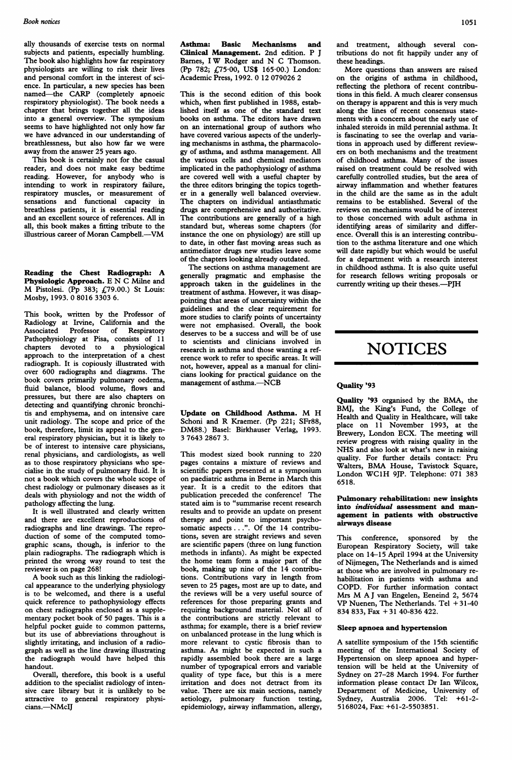ally thousands of exercise tests on normal subjects and patients, especially humbling. The book also highlights how far respiratory physiologists are willing to risk their lives and personal comfort in the interest of science. In particular, a new species has been named—the CARP (completely apnoeic respiratory physiologist). The book needs a chapter that brings together all the ideas into a general overview. The symposium seems to have highlighted not only how far we have advanced in our understanding of breathlessness, but also how far we were away from the answer 25 years ago.

This book is certainly not for the casual reader, and does not make easy bedtime reading. However, for anybody who is intending to work in respiratory failure, respiratory muscles, or measurement of sensations and functional capacity in breathless patients, it is essential reading and an excellent source of references. All in all, this book makes a fitting tribute to the illustrious career of Moran Campbell.—VM

**Reading the Chest Radiograph: A Physiologic Approach.** E N C Milne and M Pistolesi. (Pp 383; £79.00.) St Louis: Mosby, 1993. 0 8016 3303 6.

This book, written by the Professor of Radiology at Irvine, California and the Associated Professor of Respiratory Pathophysiology at Pisa, consists of 11 chapters devoted to a physiological approach to the interpretation of a chest radiograph. It is copiously illustrated with over 600 radiographs and diagrams. The book covers primarily pulmonary oedema, fluid balance, blood volume, flows and pressures, but there are also chapters on detecting and quantifying chronic bronchitis and emphysema, and on intensive care unit radiology. The scope and price of the book, therefore, limit its appeal to the general respiratory physician, but it is likely to be of interest to intensive care physicians, renal physicians, and cardiologists, as well as to those respiratory physicians who specialise in the study of pulmonary fluid. It is not a book which covers the whole scope of chest radiology or pulmonary diseases as it deals with physiology and not the width of pathology affecting the lung.

It is well illustrated and clearly written and there are excellent reproductions of radiographs and line drawings. The reproduction of some of the computed tomographic scans, though, is inferior to the plain radiographs. The radiograph which is printed the wrong way round to test the reviewer is on page 268!

A book such as this linking the radiological appearance to the underlying physiology is to be welcomed, and there is a useful quick reference to pathophysiology effects on chest radiographs enclosed as a supplementary pocket book of 50 pages. This is a helpful pocket guide to common patterns, but its use of abbreviations throughout is slightly irritating, and inclusion of a radiograph as well as the line drawing illustrating the radiograph would have helped this handout.

Overall, therefore, this book is a useful addition to the specialist radiology of intensive care library but it is unlikely to be attractive to general respiratory physicians.—NMcIJ

**Asthma: Basic Mechanisms and Clinical Management.** 2nd edition. P J Barnes, I W Rodger and N C Thomson. (Pp 782; £75·00, US$ 165·00.) London: Academic Press, 1992. 0 12 079026 2

This is the second edition of this book which, when first published in 1988, established itself as one of the standard text books on asthma. The editors have drawn on an international group of authors who have covered various aspects of the underlying mechanisms in asthma, the pharmacology of asthma, and asthma management. All the various cells and chemical mediators implicated in the pathophysiology of asthma are covered well with a useful chapter by the three editors bringing the topics together in a generally well balanced overview. The chapters on individual antiasthmatic drugs are comprehensive and authoritative. The contributions are generally of a high standard but, whereas some chapters (for instance the one on physiology) are still up to date, in other fast moving areas such as antimediator drugs new studies leave some of the chapters looking already outdated.

The sections on asthma management are generally pragmatic and emphasise the approach taken in the guidelines in the treatment of asthma. However, it was disappointing that areas of uncertainty within the guidelines and the clear requirement for more studies to clarify points of uncertainty were not emphasised. Overall, the book deserves to be a success and will be of use to scientists and clinicians involved in research in asthma and those wanting a reference work to refer to specific areas. It will not, however, appeal as a manual for clinicians looking for practical guidance on the management of asthma.—NCB

**Update on Childhood Asthma.** M H Schoni and R Kraemer. (Pp 221; SFr88, DM88.) Basel: Birkhauser Verlag, 1993. 3 7643 2867 3.

This modest sized book running to 220 pages contains a mixture of reviews and scientific papers presented at a symposium on paediatric asthma in Berne in March this year. It is a credit to the editors that publication preceded the conference! The stated aim is to "summarise recent research results and to provide an update on present therapy and point to important psychosomatic aspects . . .". Of the 14 contributions, seven are straight reviews and seven are scientific papers (three on lung function methods in infants). As might be expected the home team form a major part of the book, making up nine of the 14 contributions. Contributions vary in length from seven to 25 pages, most are up to date, and the reviews will be a very useful source of references for those preparing grants and requiring background material. Not all of the contributions are strictly relevant to asthma; for example, there is a brief review on unbalanced protease in the lung which is more relevant to cystic fibrosis than to asthma. As might be expected in such a rapidly assembled book there are a large number of typograpical errors and variable quality of type face, but this is a mere irritation and does not detract from its value. There are six main sections, namely aetiology, pulmonary function testing, epidemiology, airway inflammation, allergy, and treatment, although several contributions do not fit happily under any of these headings.

More questions than answers are raised on the origins of asthma in childhood, reflecting the plethora of recent contributions in this field. A much clearer consensus on therapy is apparent and this is very much along the lines of recent consensus statements with a concern about the early use of inhaled steroids in mild perennial asthma. It is fascinating to see the overlap and variations in approach used by different reviewers on both mechanisms and the treatment of childhood asthma. Many of the issues raised on treatment could be resolved with carefully controlled studies, but the area of airway inflammation and whether features in the child are the same as in the adult remains to be established. Several of the reviews on mechanisms would be of interest to those concerned with adult asthma in identifying areas of similarity and difference. Overall this is an interesting contribution to the asthma literature and one which will date rapidly but which would be useful for a department with a research interest in childhood asthma. It is also quite useful for research fellows writing proposals or currently writing up their theses.—PJH

# NOTICES

### Quality '93

**Quality '93** organised by the BMA, the BMJ, the King's Fund, the College of Health and Quality in Healthcare, will take place on 11 November 1993, at the Brewery, London ECX. The meeting will review progress with raising quality in the NHS and also look at what's new in raising quality. For further details contact: Pru Walters, BMA House, Tavistock Square, London WC1H 9JP. Telephone: 071 383 6518.

### Pulmonary rehabilitation: new insights into *individual* assessment and management in patients with obstructive airways disease

This conference, sponsored by the European Respiratory Society, will take place on 14–15 April 1994 at the University of Nijmegen, The Netherlands and is aimed at those who are involved in pulmonary rehabilitation in patients with asthma and COPD. For further information contact Mrs M A J van Engelen, Eeneind 2, 5674 VP Nuenen, The Netherlands. Tel +31-40 834 833, Fax +31 40-836 422.

### Sleep apnoea and hypertension

A satellite symposium of the 15th scientific meeting of the International Society of Hypertension on sleep apnoea and hypertension will be held at the University of Sydney on 27–28 March 1994. For further information please contact Dr Ian Wilcox, Department of Medicine, University of Sydney, Australia 2006. Tel: +61-2-5168024, Fax: +61-2-5503851.